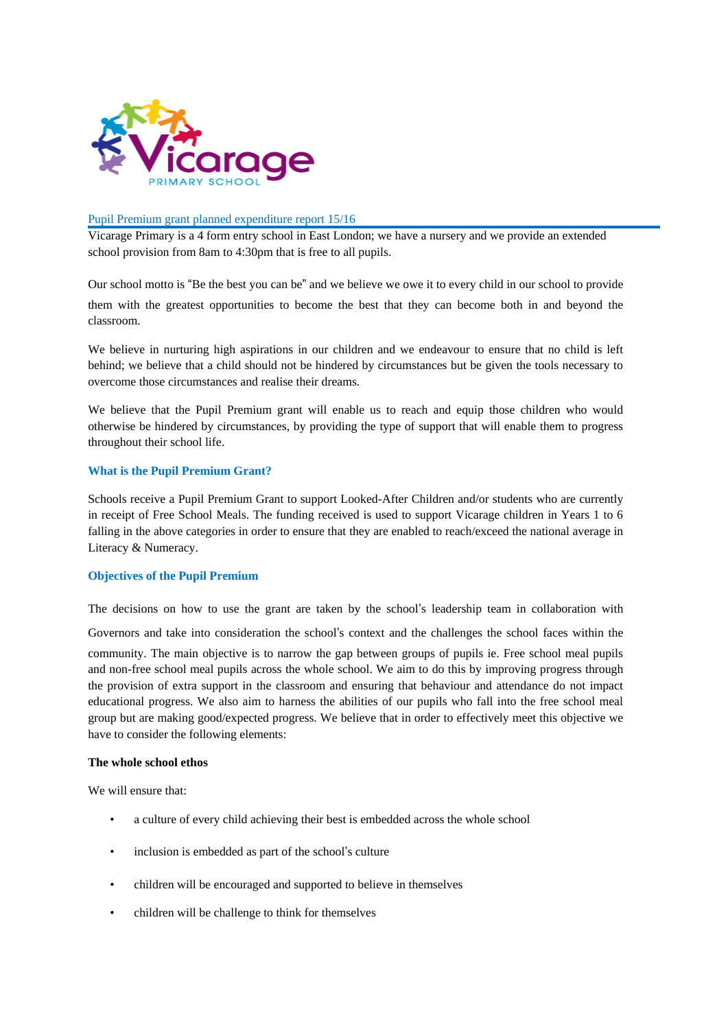Pupil Premium grant planned expenditure report 15/16

Vicarage Primary is a 4 form entry school in East London; we have a nursery and we provide an extended school provision from 8am to 4:30pm that is free to all pupils.

Our school motto is "Be the best you can be" and we believe we owe it to every child in our school to provide them with the greatest opportunities to become the best that they can become both in and beyond the classroom.

We believe in nurturing high aspirations in our children and we endeavour to ensure that no child is left behind; we believe that a child should not be hindered by circumstances but be given the tools necessary to overcome those circumstances and realise their dreams.

We believe that the Pupil Premium grant will enable us to reach and equip those children who would otherwise be hindered by circumstances, by providing the type of support that will enable them to progress throughout their school life.

## What is the Pupil Premium Grant?

Schools receive a Pupil Premium Grant to support Looked-After Children and/or students who are currently in receipt of Free School Meals. The funding received is used to support Vicarage children in Years 1 to 6 falling in the above categories in order to ensure that they are enabled to reach/exceed the national average in Literacy & Numeracy.

## Objectives of the Pupil Premium

The decisions on how to use the grant are taken by the school's leadership team in collaboration with Governors and take into consideration the school's context and the challenges the school faces within the community. The main objective is to narrow the gap between groups of pupils ie. Free school meal pupils and non-free school meal pupils across the whole school. We aim to do this by improving progress through the provision of extra support in the classroom and ensuring that behaviour and attendance do not impact educational progress. We also aim to harness the abilities of our pupils who fall into the free school meal group but are making good/expected progress. We believe that in order to effectively meet this objective we have to consider the following elements:

### The whole school ethos

We will ensure that:

- a culture of every child achieving their best is embedded across the whole school
- inclusion is embedded as part of the school's culture
- children will be encouraged and supported to believe in themselves
- children will be challenge to think for themselves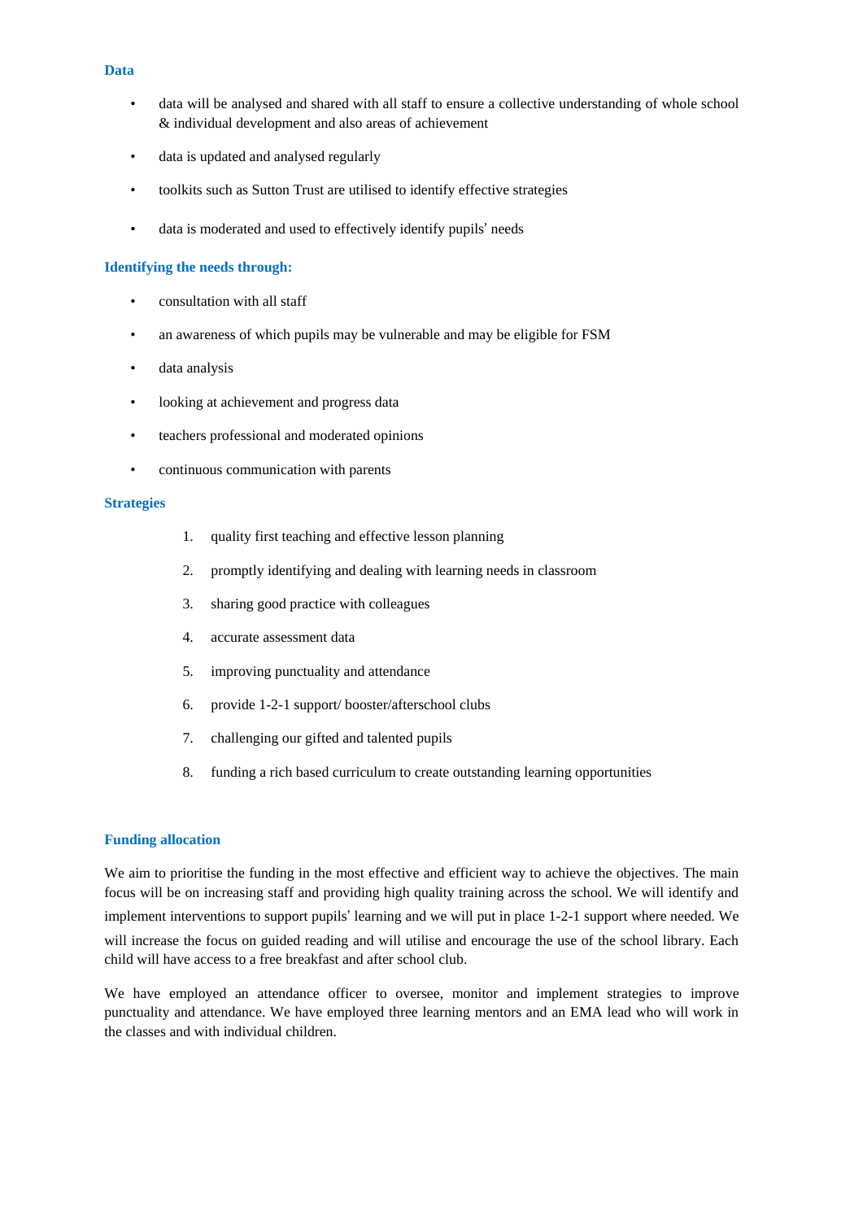### Data

- data will be analysed and shared with all staff to ensure a collective understanding of whole school & individual development and also areas of achievement
- data is updated and analysed regularly
- toolkits such as Sutton Trust are utilised to identify effective strategies
- data is moderated and used to effectively identify pupils' needs

### Identifying the needs through:

- consultation with all staff
- an awareness of which pupils may be vulnerable and may be eligible for FSM
- data analysis
- looking at achievement and progress data
- teachers professional and moderated opinions
- continuous communication with parents

### Strategies

1. quality first teaching and effective lesson planning
2. promptly identifying and dealing with learning needs in classroom
3. sharing good practice with colleagues
4. accurate assessment data
5. improving punctuality and attendance
6. provide 1-2-1 support/ booster/afterschool clubs
7. challenging our gifted and talented pupils
8. funding a rich based curriculum to create outstanding learning opportunities

### Funding allocation

We aim to prioritise the funding in the most effective and efficient way to achieve the objectives. The main focus will be on increasing staff and providing high quality training across the school. We will identify and implement interventions to support pupils' learning and we will put in place 1-2-1 support where needed. We will increase the focus on guided reading and will utilise and encourage the use of the school library. Each child will have access to a free breakfast and after school club.

We have employed an attendance officer to oversee, monitor and implement strategies to improve punctuality and attendance. We have employed three learning mentors and an EMA lead who will work in the classes and with individual children.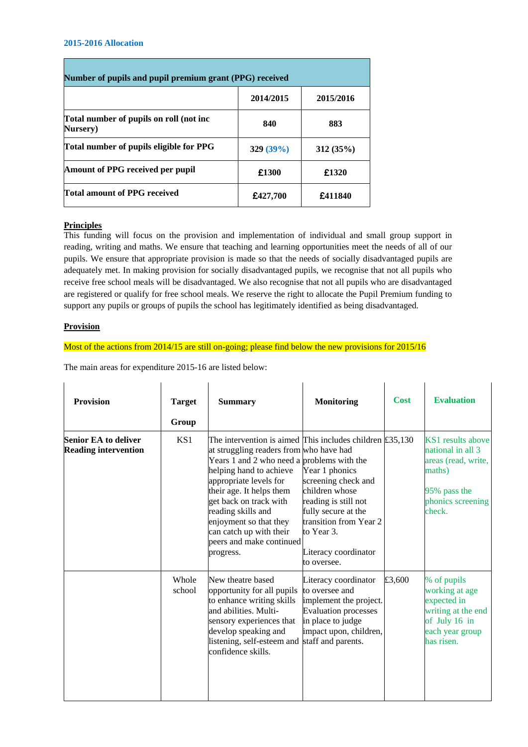### 2015-2016 Allocation

| Number of pupils and pupil premium grant (PPG) received | | |
|---|---|---|
| | **2014/2015** | **2015/2016** |
| **Total number of pupils on roll (not inc Nursery)** | **840** | **883** |
| **Total number of pupils eligible for PPG** | **329 (39%)** | **312 (35%)** |
| **Amount of PPG received per pupil** | **£1300** | **£1320** |
| **Total amount of PPG received** | **£427,700** | **£411840** |

**Principles**

This funding will focus on the provision and implementation of individual and small group support in reading, writing and maths. We ensure that teaching and learning opportunities meet the needs of all of our pupils. We ensure that appropriate provision is made so that the needs of socially disadvantaged pupils are adequately met. In making provision for socially disadvantaged pupils, we recognise that not all pupils who receive free school meals will be disadvantaged. We also recognise that not all pupils who are disadvantaged are registered or qualify for free school meals. We reserve the right to allocate the Pupil Premium funding to support any pupils or groups of pupils the school has legitimately identified as being disadvantaged.

**Provision**

Most of the actions from 2014/15 are still on-going; please find below the new provisions for 2015/16

The main areas for expenditure 2015-16 are listed below:

| Provision | Target Group | Summary | Monitoring | Cost | Evaluation |
|---|---|---|---|---|---|
| **Senior EA to deliver Reading intervention** | KS1 | The intervention is aimed at struggling readers from Years 1 and 2 who need a helping hand to achieve appropriate levels for their age. It helps them get back on track with reading skills and enjoyment so that they can catch up with their peers and make continued progress. | This includes children who have had problems with the Year 1 phonics screening check and children whose reading is still not fully secure at the transition from Year 2 to Year 3.<br><br>Literacy coordinator to oversee. | £35,130 | KS1 results above national in all 3 areas (read, write, maths)<br><br>95% pass the phonics screening check. |
| | Whole school | New theatre based opportunity for all pupils to enhance writing skills and abilities. Multi-sensory experiences that develop speaking and listening, self-esteem and confidence skills. | Literacy coordinator to oversee and implement the project. Evaluation processes in place to judge impact upon, children, staff and parents. | £3,600 | % of pupils working at age expected in writing at the end of July 16 in each year group has risen. |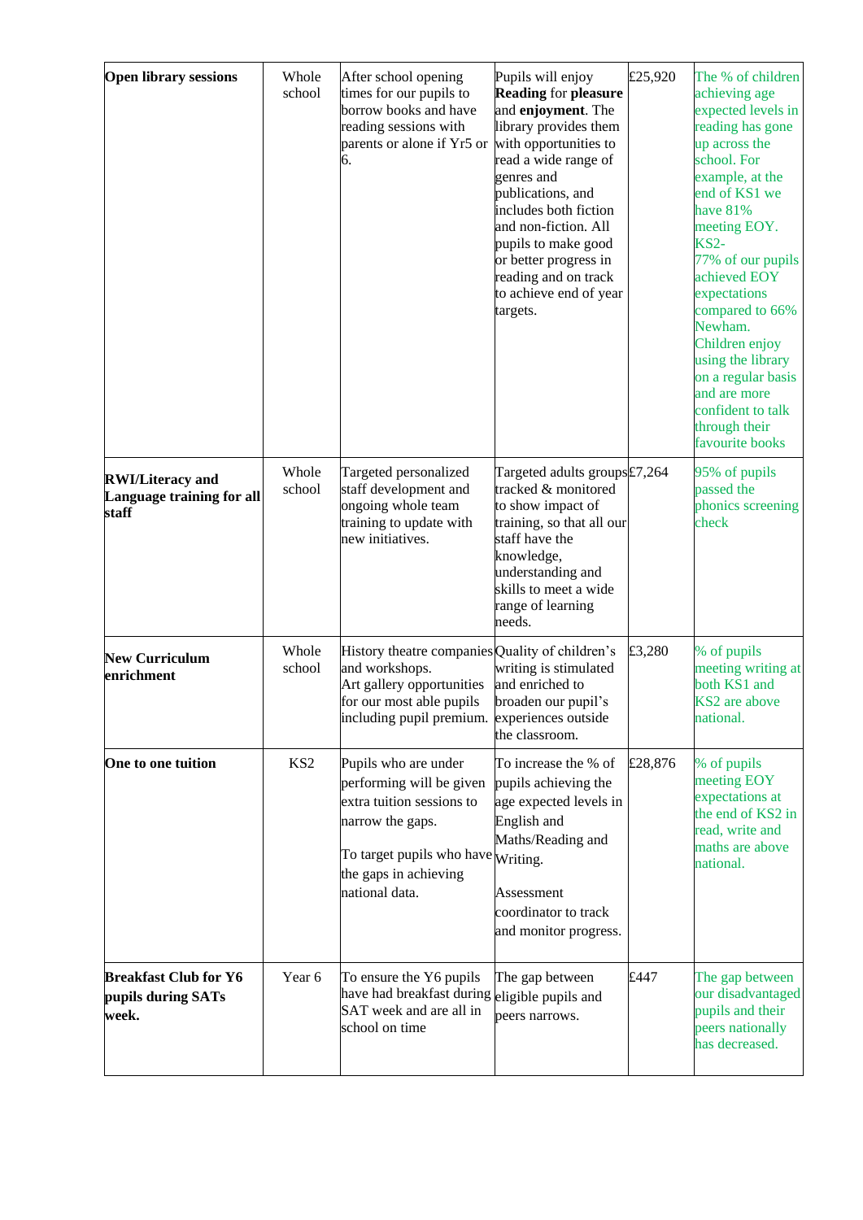| **Open library sessions** | Whole school | After school opening times for our pupils to borrow books and have reading sessions with parents or alone if Yr5 or 6. | Pupils will enjoy **Reading** for **pleasure** and **enjoyment**. The library provides them with opportunities to read a wide range of genres and publications, and includes both fiction and non-fiction. All pupils to make good or better progress in reading and on track to achieve end of year targets. | £25,920 | The % of children achieving age expected levels in reading has gone up across the school. For example, at the end of KS1 we have 81% meeting EOY. KS2- 77% of our pupils achieved EOY expectations compared to 66% Newham. Children enjoy using the library on a regular basis and are more confident to talk through their favourite books |
|---|---|---|---|---|---|
| **RWI/Literacy and Language training for all staff** | Whole school | Targeted personalized staff development and ongoing whole team training to update with new initiatives. | Targeted adults groups tracked & monitored to show impact of training, so that all our staff have the knowledge, understanding and skills to meet a wide range of learning needs. | £7,264 | 95% of pupils passed the phonics screening check |
| **New Curriculum enrichment** | Whole school | History theatre companies and workshops. Art gallery opportunities for our most able pupils including pupil premium. | Quality of children's writing is stimulated and enriched to broaden our pupil's experiences outside the classroom. | £3,280 | % of pupils meeting writing at both KS1 and KS2 are above national. |
| **One to one tuition** | KS2 | Pupils who are under performing will be given extra tuition sessions to narrow the gaps.<br><br>To target pupils who have the gaps in achieving national data. | To increase the % of pupils achieving the age expected levels in English and Maths/Reading and Writing.<br><br>Assessment coordinator to track and monitor progress. | £28,876 | % of pupils meeting EOY expectations at the end of KS2 in read, write and maths are above national. |
| **Breakfast Club for Y6 pupils during SATs week.** | Year 6 | To ensure the Y6 pupils have had breakfast during SAT week and are all in school on time | The gap between eligible pupils and peers narrows. | £447 | The gap between our disadvantaged pupils and their peers nationally has decreased. |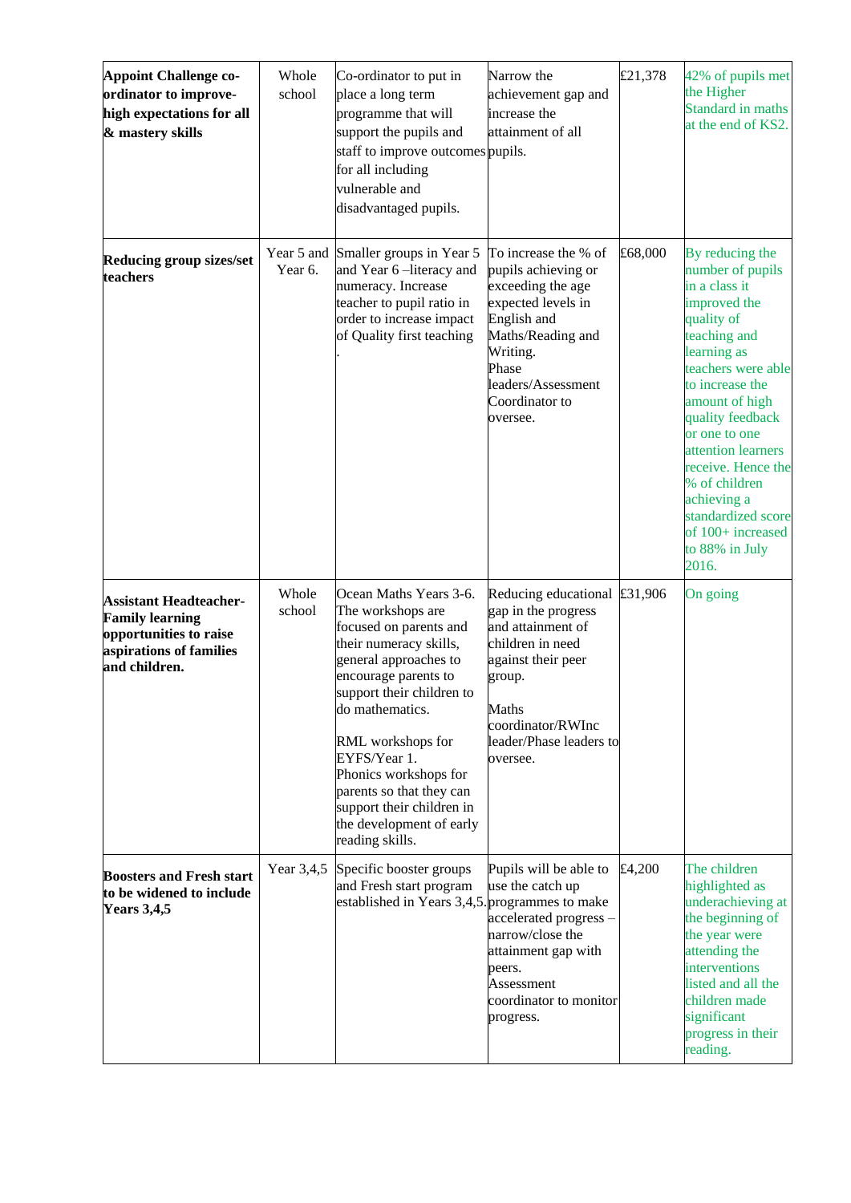| **Appoint Challenge co-ordinator to improve-high expectations for all & mastery skills** | Whole school | Co-ordinator to put in place a long term programme that will support the pupils and staff to improve outcomes for all including vulnerable and disadvantaged pupils. | Narrow the achievement gap and increase the attainment of all pupils. | £21,378 | 42% of pupils met the Higher Standard in maths at the end of KS2. |
|---|---|---|---|---|---|
| **Reducing group sizes/set teachers** | Year 5 and Year 6. | Smaller groups in Year 5 and Year 6 –literacy and numeracy. Increase teacher to pupil ratio in order to increase impact of Quality first teaching . | To increase the % of pupils achieving or exceeding the age expected levels in English and Maths/Reading and Writing. Phase leaders/Assessment Coordinator to oversee. | £68,000 | By reducing the number of pupils in a class it improved the quality of teaching and learning as teachers were able to increase the amount of high quality feedback or one to one attention learners receive. Hence the % of children achieving a standardized score of 100+ increased to 88% in July 2016. |
| **Assistant Headteacher-Family learning opportunities to raise aspirations of families and children.** | Whole school | Ocean Maths Years 3-6. The workshops are focused on parents and their numeracy skills, general approaches to encourage parents to support their children to do mathematics.<br><br>RML workshops for EYFS/Year 1. Phonics workshops for parents so that they can support their children in the development of early reading skills. | Reducing educational gap in the progress and attainment of children in need against their peer group.<br><br>Maths coordinator/RWInc leader/Phase leaders to oversee. | £31,906 | On going |
| **Boosters and Fresh start to be widened to include Years 3,4,5** | Year 3,4,5 | Specific booster groups and Fresh start program established in Years 3,4,5. | Pupils will be able to use the catch up programmes to make accelerated progress – narrow/close the attainment gap with peers. Assessment coordinator to monitor progress. | £4,200 | The children highlighted as underachieving at the beginning of the year were attending the interventions listed and all the children made significant progress in their reading. |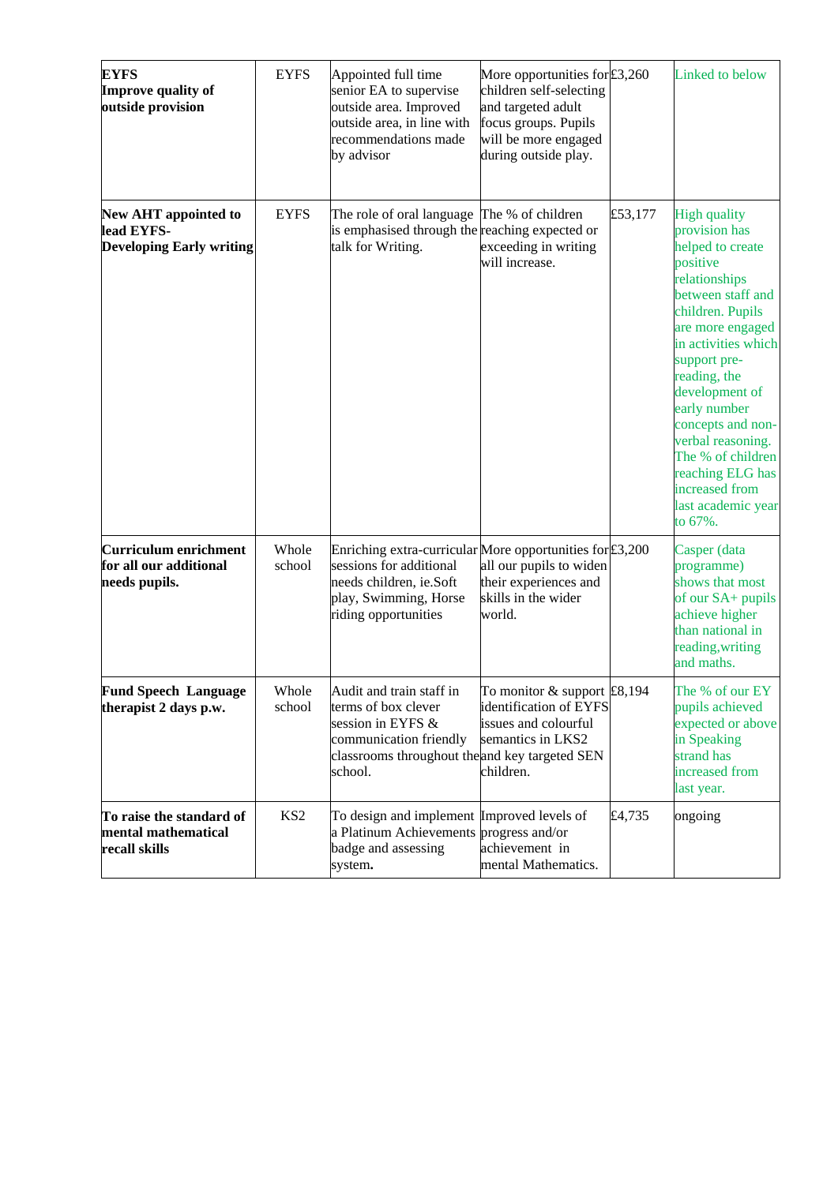| **EYFS Improve quality of outside provision** | EYFS | Appointed full time senior EA to supervise outside area. Improved outside area, in line with recommendations made by advisor | More opportunities for children self-selecting and targeted adult focus groups. Pupils will be more engaged during outside play. | £3,260 | Linked to below |
|---|---|---|---|---|---|
| **New AHT appointed to lead EYFS- Developing Early writing** | EYFS | The role of oral language is emphasised through the talk for Writing. | The % of children reaching expected or exceeding in writing will increase. | £53,177 | High quality provision has helped to create positive relationships between staff and children. Pupils are more engaged in activities which support pre-reading, the development of early number concepts and non-verbal reasoning. The % of children reaching ELG has increased from last academic year to 67%. |
| **Curriculum enrichment for all our additional needs pupils.** | Whole school | Enriching extra-curricular sessions for additional needs children, ie.Soft play, Swimming, Horse riding opportunities | More opportunities for all our pupils to widen their experiences and skills in the wider world. | £3,200 | Casper (data programme) shows that most of our SA+ pupils achieve higher than national in reading,writing and maths. |
| **Fund Speech Language therapist 2 days p.w.** | Whole school | Audit and train staff in terms of box clever session in EYFS & communication friendly classrooms throughout the school. | To monitor & support identification of EYFS issues and colourful semantics in LKS2 and key targeted SEN children. | £8,194 | The % of our EY pupils achieved expected or above in Speaking strand has increased from last year. |
| **To raise the standard of mental mathematical recall skills** | KS2 | To design and implement a Platinum Achievements badge and assessing system**.** | Improved levels of progress and/or achievement in mental Mathematics. | £4,735 | ongoing |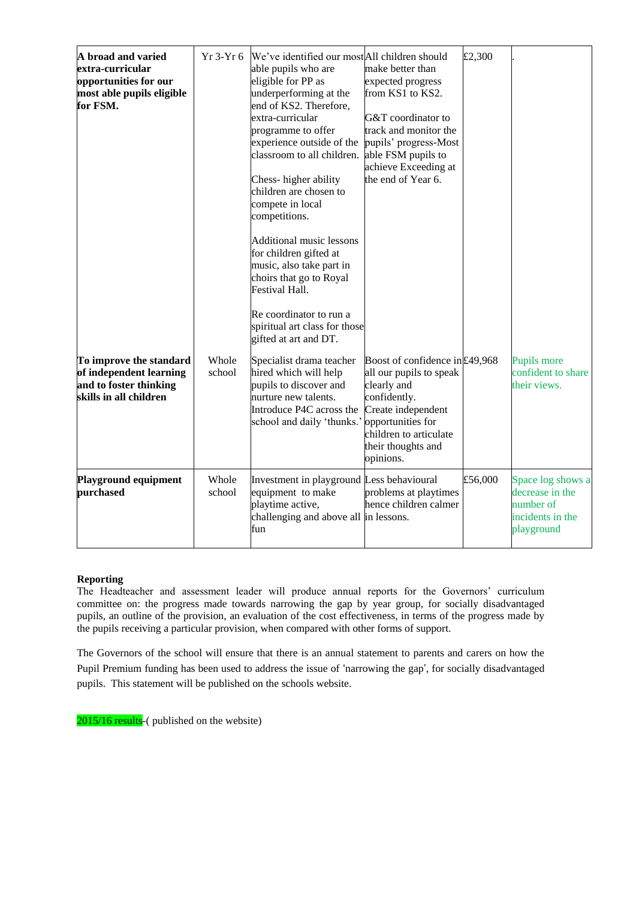| | | | | | |
|---|---|---|---|---|---|
| **A broad and varied extra-curricular opportunities for our most able pupils eligible for FSM.** | Yr 3-Yr 6 | We've identified our most able pupils who are eligible for PP as underperforming at the end of KS2. Therefore, extra-curricular programme to offer experience outside of the classroom to all children.<br><br>Chess- higher ability children are chosen to compete in local competitions.<br><br>Additional music lessons for children gifted at music, also take part in choirs that go to Royal Festival Hall.<br><br>Re coordinator to run a spiritual art class for those gifted at art and DT. | All children should make better than expected progress from KS1 to KS2.<br><br>G&T coordinator to track and monitor the pupils' progress-Most able FSM pupils to achieve Exceeding at the end of Year 6. | £2,300 | . |
| **To improve the standard of independent learning and to foster thinking skills in all children** | Whole school | Specialist drama teacher hired which will help pupils to discover and nurture new talents.<br>Introduce P4C across the school and daily 'thunks.' | Boost of confidence in all our pupils to speak clearly and confidently.<br>Create independent opportunities for children to articulate their thoughts and opinions. | £49,968 | Pupils more confident to share their views. |
| **Playground equipment purchased** | Whole school | Investment in playground equipment to make playtime active, challenging and above all fun | Less behavioural problems at playtimes hence children calmer in lessons. | £56,000 | Space log shows a decrease in the number of incidents in the playground |

**Reporting**

The Headteacher and assessment leader will produce annual reports for the Governors' curriculum committee on: the progress made towards narrowing the gap by year group, for socially disadvantaged pupils, an outline of the provision, an evaluation of the cost effectiveness, in terms of the progress made by the pupils receiving a particular provision, when compared with other forms of support.

The Governors of the school will ensure that there is an annual statement to parents and carers on how the Pupil Premium funding has been used to address the issue of 'narrowing the gap', for socially disadvantaged pupils. This statement will be published on the schools website.

2015/16 results-( published on the website)